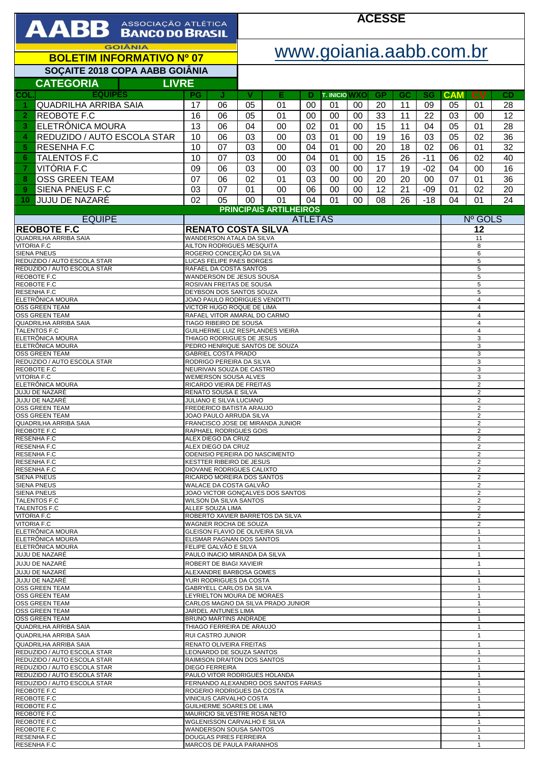# AABB ASSOCIAÇÃO ATLÉTICA BANCO DO BRASIL GOIÂNIA

**ACESSE**

www.goiania.aabb.com.br

## BOLETIM INFORMATIVO Nº 07

### SOÇAITE 2018 COPA AABB GOIÂNIA

**CATEGORIA LIVRE**

| COL. | EQUIPES | PG | J | V | E | D | T. INICIO | WXO | GP | GC | SG | CAM | CV | CD |
|---|---|---|---|---|---|---|---|---|---|---|---|---|---|---|
| 1 | QUADRILHA ARRIBA SAIA | 17 | 06 | 05 | 01 | 00 | 01 | 00 | 20 | 11 | 09 | 05 | 01 | 28 |
| 2 | REOBOTE F.C | 16 | 06 | 05 | 01 | 00 | 00 | 00 | 33 | 11 | 22 | 03 | 00 | 12 |
| 3 | ELETRÔNICA MOURA | 13 | 06 | 04 | 00 | 02 | 01 | 00 | 15 | 11 | 04 | 05 | 01 | 28 |
| 4 | REDUZIDO / AUTO ESCOLA STAR | 10 | 06 | 03 | 00 | 03 | 01 | 00 | 19 | 16 | 03 | 05 | 02 | 36 |
| 5 | RESENHA F.C | 10 | 07 | 03 | 00 | 04 | 01 | 00 | 20 | 18 | 02 | 06 | 01 | 32 |
| 6 | TALENTOS F.C | 10 | 07 | 03 | 00 | 04 | 01 | 00 | 15 | 26 | -11 | 06 | 02 | 40 |
| 7 | VITÓRIA F.C | 09 | 06 | 03 | 00 | 03 | 00 | 00 | 17 | 19 | -02 | 04 | 00 | 16 |
| 8 | OSS GREEN TEAM | 07 | 06 | 02 | 01 | 03 | 00 | 00 | 20 | 20 | 00 | 07 | 01 | 36 |
| 9 | SIENA PNEUS F.C | 03 | 07 | 01 | 00 | 06 | 00 | 00 | 12 | 21 | -09 | 01 | 02 | 20 |
| 10 | JUJU DE NAZARÉ | 02 | 05 | 00 | 01 | 04 | 01 | 00 | 08 | 26 | -18 | 04 | 01 | 24 |

**PRINCIPAIS ARTILHEIROS**

| EQUIPE | ATLETAS | Nº GOLS |
|---|---|---|
| **REOBOTE F.C** | **RENATO COSTA SILVA** | **12** |
| QUADRILHA ARRIBA SAIA | WANDERSON ATALA DA SILVA | 11 |
| VITORIA F.C | AILTON RODRIGUES MESQUITA | 8 |
| SIENA PNEUS | ROGERIO CONCEIÇÃO DA SILVA | 6 |
| REDUZIDO / AUTO ESCOLA STAR | LUCAS FELIPE PAES BORGES | 5 |
| REDUZIDO / AUTO ESCOLA STAR | RAFAEL DA COSTA SANTOS | 5 |
| REOBOTE F.C | WANDERSON DE JESUS SOUSA | 5 |
| REOBOTE F.C | ROSIVAN FREITAS DE SOUSA | 5 |
| RESENHA F.C | DEYBSON DOS SANTOS SOUZA | 5 |
| ELETRÔNICA MOURA | JOAO PAULO RODRIGUES VENDITTI | 4 |
| OSS GREEN TEAM | VICTOR HUGO ROQUE DE LIMA | 4 |
| OSS GREEN TEAM | RAFAEL VITOR AMARAL DO CARMO | 4 |
| QUADRILHA ARRIBA SAIA | TIAGO RIBEIRO DE SOUSA | 4 |
| TALENTOS F.C | GUILHERME LUIZ RESPLANDES VIEIRA | 4 |
| ELETRÔNICA MOURA | THIAGO RODRIGUES DE JESUS | 3 |
| ELETRÔNICA MOURA | PEDRO HENRIQUE SANTOS DE SOUZA | 3 |
| OSS GREEN TEAM | GABRIEL COSTA PRADO | 3 |
| REDUZIDO / AUTO ESCOLA STAR | RODRIGO PEREIRA DA SILVA | 3 |
| REOBOTE F.C | NEURIVAN SOUZA DE CASTRO | 3 |
| VITORIA F.C | WEMERSON SOUSA ALVES | 3 |
| ELETRÔNICA MOURA | RICARDO VIEIRA DE FREITAS | 2 |
| JUJU DE NAZARÉ | RENATO SOUSA E SILVA | 2 |
| JUJU DE NAZARÉ | JULIANO E SILVA LUCIANO | 2 |
| OSS GREEN TEAM | FREDERICO BATISTA ARAUJO | 2 |
| OSS GREEN TEAM | JOAO PAULO ARRUDA SILVA | 2 |
| QUADRILHA ARRIBA SAIA | FRANCISCO JOSE DE MIRANDA JUNIOR | 2 |
| REOBOTE F.C | RAPHAEL RODRIGUES GOIS | 2 |
| RESENHA F.C | ALEX DIEGO DA CRUZ | 2 |
| RESENHA F.C | ALEX DIEGO DA CRUZ | 2 |
| RESENHA F.C | ODENISIO PEREIRA DO NASCIMENTO | 2 |
| RESENHA F.C | KESTTER RIBEIRO DE JESUS | 2 |
| RESENHA F.C | DIOVANE RODRIGUES CALIXTO | 2 |
| SIENA PNEUS | RICARDO MOREIRA DOS SANTOS | 2 |
| SIENA PNEUS | WALACE DA COSTA GALVÃO | 2 |
| SIENA PNEUS | JOAO VICTOR GONÇALVES DOS SANTOS | 2 |
| TALENTOS F.C | WILSON DA SILVA SANTOS | 2 |
| TALENTOS F.C | ALLEF SOUZA LIMA | 2 |
| VITORIA F.C | ROBERTO XAVIER BARRETOS DA SILVA | 2 |
| VITORIA F.C | WAGNER ROCHA DE SOUZA | 2 |
| ELETRÔNICA MOURA | GLEISON FLAVIO DE OLIVEIRA SILVA | 1 |
| ELETRÔNICA MOURA | ELISMAR PAGNAN DOS SANTOS | 1 |
| ELETRÔNICA MOURA | FELIPE GALVÃO E SILVA | 1 |
| JUJU DE NAZARÉ | PAULO INACIO MIRANDA DA SILVA | 1 |
| JUJU DE NAZARÉ | ROBERT DE BIAGI XAVIEIR | 1 |
| JUJU DE NAZARÉ | ALEXANDRE BARBOSA GOMES | 1 |
| JUJU DE NAZARÉ | YURI RODRIGUES DA COSTA | 1 |
| OSS GREEN TEAM | GABRYELL CARLOS DA SILVA | 1 |
| OSS GREEN TEAM | LEYRIELTON MOURA DE MORAES | 1 |
| OSS GREEN TEAM | CARLOS MAGNO DA SILVA PRADO JUNIOR | 1 |
| OSS GREEN TEAM | JARDEL ANTUNES LIMA | 1 |
| OSS GREEN TEAM | BRUNO MARTINS ANDRADE | 1 |
| QUADRILHA ARRIBA SAIA | THIAGO FERREIRA DE ARAUJO | 1 |
| QUADRILHA ARRIBA SAIA | RUI CASTRO JUNIOR | 1 |
| QUADRILHA ARRIBA SAIA | RENATO OLIVEIRA FREITAS | 1 |
| REDUZIDO / AUTO ESCOLA STAR | LEONARDO DE SOUZA SANTOS | 1 |
| REDUZIDO / AUTO ESCOLA STAR | RAIMISON DRAITON DOS SANTOS | 1 |
| REDUZIDO / AUTO ESCOLA STAR | DIEGO FERREIRA | 1 |
| REDUZIDO / AUTO ESCOLA STAR | PAULO VITOR RODRIGUES HOLANDA | 1 |
| REDUZIDO / AUTO ESCOLA STAR | FERNANDO ALEXANDRO DOS SANTOS FARIAS | 1 |
| REOBOTE F.C | ROGERIO RODRIGUES DA COSTA | 1 |
| REOBOTE F.C | VINICIUS CARVALHO COSTA | 1 |
| REOBOTE F.C | GUILHERME SOARES DE LIMA | 1 |
| REOBOTE F.C | MAURICIO SILVESTRE ROSA NETO | 1 |
| REOBOTE F.C | WGLENISSON CARVALHO E SILVA | 1 |
| REOBOTE F.C | WANDERSON SOUSA SANTOS | 1 |
| RESENHA F.C | DOUGLAS PIRES FERREIRA | 1 |
| RESENHA F.C | MARCOS DE PAULA PARANHOS | 1 |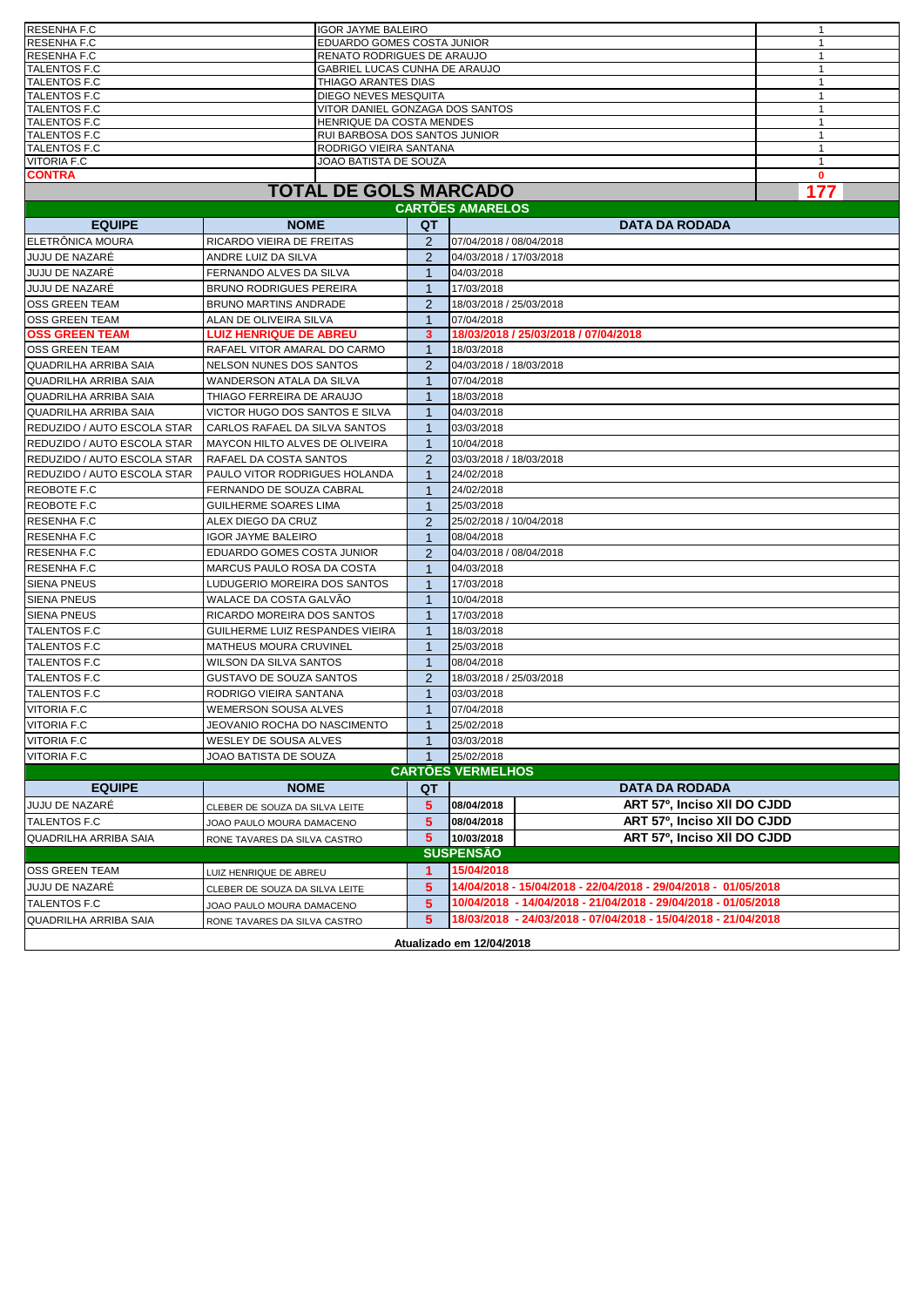| | | |
|---|---|---|
| RESENHA F.C | IGOR JAYME BALEIRO | 1 |
| RESENHA F.C | EDUARDO GOMES COSTA JUNIOR | 1 |
| RESENHA F.C | RENATO RODRIGUES DE ARAUJO | 1 |
| TALENTOS F.C | GABRIEL LUCAS CUNHA DE ARAUJO | 1 |
| TALENTOS F.C | THIAGO ARANTES DIAS | 1 |
| TALENTOS F.C | DIEGO NEVES MESQUITA | 1 |
| TALENTOS F.C | VITOR DANIEL GONZAGA DOS SANTOS | 1 |
| TALENTOS F.C | HENRIQUE DA COSTA MENDES | 1 |
| TALENTOS F.C | RUI BARBOSA DOS SANTOS JUNIOR | 1 |
| TALENTOS F.C | RODRIGO VIEIRA SANTANA | 1 |
| VITORIA F.C | JOAO BATISTA DE SOUZA | 1 |
| **CONTRA** | | **0** |

## TOTAL DE GOLS MARCADO — 177

## CARTÕES AMARELOS

| EQUIPE | NOME | QT | DATA DA RODADA |
|---|---|---|---|
| ELETRÔNICA MOURA | RICARDO VIEIRA DE FREITAS | 2 | 07/04/2018 / 08/04/2018 |
| JUJU DE NAZARÉ | ANDRE LUIZ DA SILVA | 2 | 04/03/2018 / 17/03/2018 |
| JUJU DE NAZARÉ | FERNANDO ALVES DA SILVA | 1 | 04/03/2018 |
| JUJU DE NAZARÉ | BRUNO RODRIGUES PEREIRA | 1 | 17/03/2018 |
| OSS GREEN TEAM | BRUNO MARTINS ANDRADE | 2 | 18/03/2018 / 25/03/2018 |
| OSS GREEN TEAM | ALAN DE OLIVEIRA SILVA | 1 | 07/04/2018 |
| **OSS GREEN TEAM** | **LUIZ HENRIQUE DE ABREU** | **3** | **18/03/2018 / 25/03/2018 / 07/04/2018** |
| OSS GREEN TEAM | RAFAEL VITOR AMARAL DO CARMO | 1 | 18/03/2018 |
| QUADRILHA ARRIBA SAIA | NELSON NUNES DOS SANTOS | 2 | 04/03/2018 / 18/03/2018 |
| QUADRILHA ARRIBA SAIA | WANDERSON ATALA DA SILVA | 1 | 07/04/2018 |
| QUADRILHA ARRIBA SAIA | THIAGO FERREIRA DE ARAUJO | 1 | 18/03/2018 |
| QUADRILHA ARRIBA SAIA | VICTOR HUGO DOS SANTOS E SILVA | 1 | 04/03/2018 |
| REDUZIDO / AUTO ESCOLA STAR | CARLOS RAFAEL DA SILVA SANTOS | 1 | 03/03/2018 |
| REDUZIDO / AUTO ESCOLA STAR | MAYCON HILTO ALVES DE OLIVEIRA | 1 | 10/04/2018 |
| REDUZIDO / AUTO ESCOLA STAR | RAFAEL DA COSTA SANTOS | 2 | 03/03/2018 / 18/03/2018 |
| REDUZIDO / AUTO ESCOLA STAR | PAULO VITOR RODRIGUES HOLANDA | 1 | 24/02/2018 |
| REOBOTE F.C | FERNANDO DE SOUZA CABRAL | 1 | 24/02/2018 |
| REOBOTE F.C | GUILHERME SOARES LIMA | 1 | 25/03/2018 |
| RESENHA F.C | ALEX DIEGO DA CRUZ | 2 | 25/02/2018 / 10/04/2018 |
| RESENHA F.C | IGOR JAYME BALEIRO | 1 | 08/04/2018 |
| RESENHA F.C | EDUARDO GOMES COSTA JUNIOR | 2 | 04/03/2018 / 08/04/2018 |
| RESENHA F.C | MARCUS PAULO ROSA DA COSTA | 1 | 04/03/2018 |
| SIENA PNEUS | LUDUGERIO MOREIRA DOS SANTOS | 1 | 17/03/2018 |
| SIENA PNEUS | WALACE DA COSTA GALVÃO | 1 | 10/04/2018 |
| SIENA PNEUS | RICARDO MOREIRA DOS SANTOS | 1 | 17/03/2018 |
| TALENTOS F.C | GUILHERME LUIZ RESPANDES VIEIRA | 1 | 18/03/2018 |
| TALENTOS F.C | MATHEUS MOURA CRUVINEL | 1 | 25/03/2018 |
| TALENTOS F.C | WILSON DA SILVA SANTOS | 1 | 08/04/2018 |
| TALENTOS F.C | GUSTAVO DE SOUZA SANTOS | 2 | 18/03/2018 / 25/03/2018 |
| TALENTOS F.C | RODRIGO VIEIRA SANTANA | 1 | 03/03/2018 |
| VITORIA F.C | WEMERSON SOUSA ALVES | 1 | 07/04/2018 |
| VITORIA F.C | JEOVANIO ROCHA DO NASCIMENTO | 1 | 25/02/2018 |
| VITORIA F.C | WESLEY DE SOUSA ALVES | 1 | 03/03/2018 |
| VITORIA F.C | JOAO BATISTA DE SOUZA | 1 | 25/02/2018 |

## CARTÕES VERMELHOS

| EQUIPE | NOME | QT | DATA DA RODADA | |
|---|---|---|---|---|
| JUJU DE NAZARÉ | CLEBER DE SOUZA DA SILVA LEITE | 5 | 08/04/2018 | ART 57º, Inciso XII DO CJDD |
| TALENTOS F.C | JOAO PAULO MOURA DAMACENO | 5 | 08/04/2018 | ART 57º, Inciso XII DO CJDD |
| QUADRILHA ARRIBA SAIA | RONE TAVARES DA SILVA CASTRO | 5 | 10/03/2018 | ART 57º, Inciso XII DO CJDD |

## SUSPENSÃO

| | | | |
|---|---|---|---|
| OSS GREEN TEAM | LUIZ HENRIQUE DE ABREU | 1 | 15/04/2018 |
| JUJU DE NAZARÉ | CLEBER DE SOUZA DA SILVA LEITE | 5 | 14/04/2018 - 15/04/2018 - 22/04/2018 - 29/04/2018 - 01/05/2018 |
| TALENTOS F.C | JOAO PAULO MOURA DAMACENO | 5 | 10/04/2018 - 14/04/2018 - 21/04/2018 - 29/04/2018 - 01/05/2018 |
| QUADRILHA ARRIBA SAIA | RONE TAVARES DA SILVA CASTRO | 5 | 18/03/2018 - 24/03/2018 - 07/04/2018 - 15/04/2018 - 21/04/2018 |

**Atualizado em 12/04/2018**